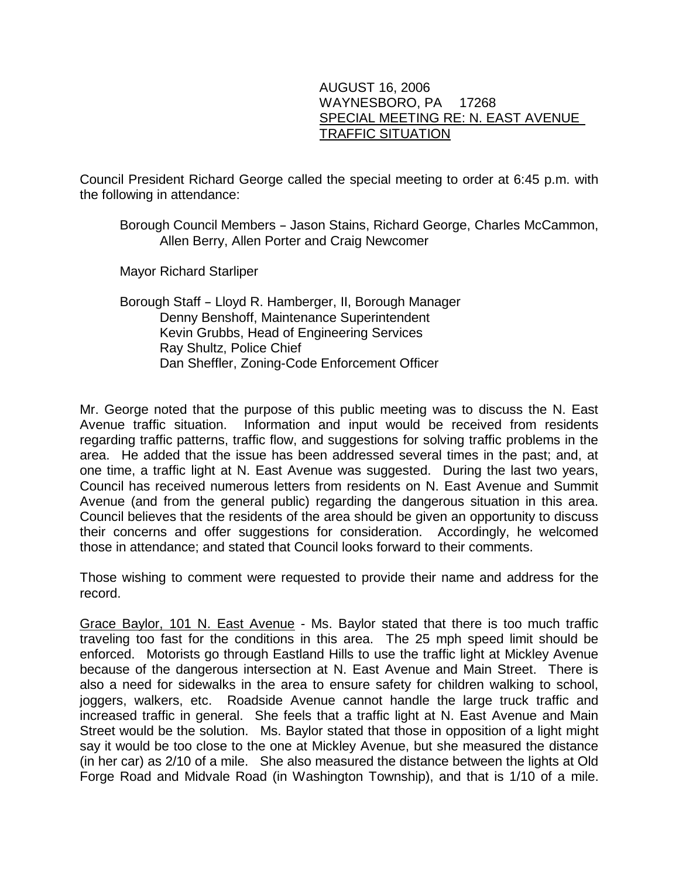AUGUST 16, 2006
WAYNESBORO, PA 17268
SPECIAL MEETING RE: N. EAST AVENUE TRAFFIC SITUATION

Council President Richard George called the special meeting to order at 6:45 p.m. with the following in attendance:

Borough Council Members – Jason Stains, Richard George, Charles McCammon, Allen Berry, Allen Porter and Craig Newcomer

Mayor Richard Starliper

Borough Staff – Lloyd R. Hamberger, II, Borough Manager
Denny Benshoff, Maintenance Superintendent
Kevin Grubbs, Head of Engineering Services
Ray Shultz, Police Chief
Dan Sheffler, Zoning-Code Enforcement Officer

Mr. George noted that the purpose of this public meeting was to discuss the N. East Avenue traffic situation. Information and input would be received from residents regarding traffic patterns, traffic flow, and suggestions for solving traffic problems in the area. He added that the issue has been addressed several times in the past; and, at one time, a traffic light at N. East Avenue was suggested. During the last two years, Council has received numerous letters from residents on N. East Avenue and Summit Avenue (and from the general public) regarding the dangerous situation in this area. Council believes that the residents of the area should be given an opportunity to discuss their concerns and offer suggestions for consideration. Accordingly, he welcomed those in attendance; and stated that Council looks forward to their comments.

Those wishing to comment were requested to provide their name and address for the record.

Grace Baylor, 101 N. East Avenue - Ms. Baylor stated that there is too much traffic traveling too fast for the conditions in this area. The 25 mph speed limit should be enforced. Motorists go through Eastland Hills to use the traffic light at Mickley Avenue because of the dangerous intersection at N. East Avenue and Main Street. There is also a need for sidewalks in the area to ensure safety for children walking to school, joggers, walkers, etc. Roadside Avenue cannot handle the large truck traffic and increased traffic in general. She feels that a traffic light at N. East Avenue and Main Street would be the solution. Ms. Baylor stated that those in opposition of a light might say it would be too close to the one at Mickley Avenue, but she measured the distance (in her car) as 2/10 of a mile. She also measured the distance between the lights at Old Forge Road and Midvale Road (in Washington Township), and that is 1/10 of a mile.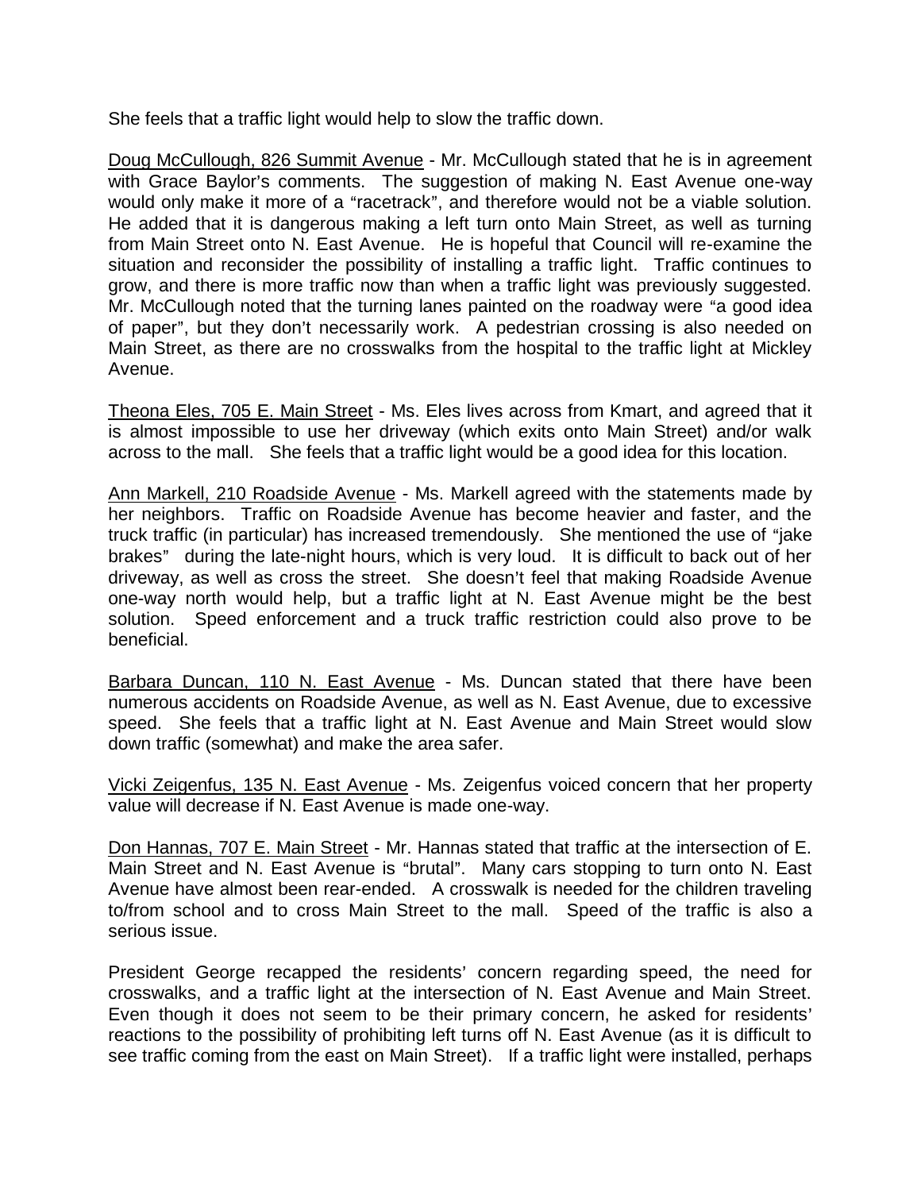She feels that a traffic light would help to slow the traffic down.

Doug McCullough, 826 Summit Avenue - Mr. McCullough stated that he is in agreement with Grace Baylor's comments. The suggestion of making N. East Avenue one-way would only make it more of a "racetrack", and therefore would not be a viable solution. He added that it is dangerous making a left turn onto Main Street, as well as turning from Main Street onto N. East Avenue. He is hopeful that Council will re-examine the situation and reconsider the possibility of installing a traffic light. Traffic continues to grow, and there is more traffic now than when a traffic light was previously suggested. Mr. McCullough noted that the turning lanes painted on the roadway were "a good idea of paper", but they don't necessarily work. A pedestrian crossing is also needed on Main Street, as there are no crosswalks from the hospital to the traffic light at Mickley Avenue.

Theona Eles, 705 E. Main Street - Ms. Eles lives across from Kmart, and agreed that it is almost impossible to use her driveway (which exits onto Main Street) and/or walk across to the mall. She feels that a traffic light would be a good idea for this location.

Ann Markell, 210 Roadside Avenue - Ms. Markell agreed with the statements made by her neighbors. Traffic on Roadside Avenue has become heavier and faster, and the truck traffic (in particular) has increased tremendously. She mentioned the use of "jake brakes" during the late-night hours, which is very loud. It is difficult to back out of her driveway, as well as cross the street. She doesn't feel that making Roadside Avenue one-way north would help, but a traffic light at N. East Avenue might be the best solution. Speed enforcement and a truck traffic restriction could also prove to be beneficial.

Barbara Duncan, 110 N. East Avenue - Ms. Duncan stated that there have been numerous accidents on Roadside Avenue, as well as N. East Avenue, due to excessive speed. She feels that a traffic light at N. East Avenue and Main Street would slow down traffic (somewhat) and make the area safer.

Vicki Zeigenfus, 135 N. East Avenue - Ms. Zeigenfus voiced concern that her property value will decrease if N. East Avenue is made one-way.

Don Hannas, 707 E. Main Street - Mr. Hannas stated that traffic at the intersection of E. Main Street and N. East Avenue is "brutal". Many cars stopping to turn onto N. East Avenue have almost been rear-ended. A crosswalk is needed for the children traveling to/from school and to cross Main Street to the mall. Speed of the traffic is also a serious issue.

President George recapped the residents' concern regarding speed, the need for crosswalks, and a traffic light at the intersection of N. East Avenue and Main Street. Even though it does not seem to be their primary concern, he asked for residents' reactions to the possibility of prohibiting left turns off N. East Avenue (as it is difficult to see traffic coming from the east on Main Street). If a traffic light were installed, perhaps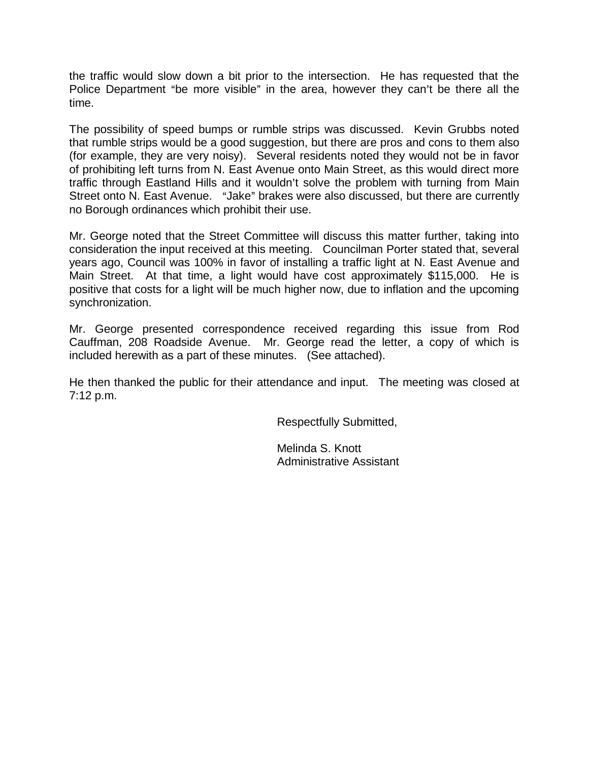the traffic would slow down a bit prior to the intersection. He has requested that the Police Department "be more visible" in the area, however they can't be there all the time.

The possibility of speed bumps or rumble strips was discussed. Kevin Grubbs noted that rumble strips would be a good suggestion, but there are pros and cons to them also (for example, they are very noisy). Several residents noted they would not be in favor of prohibiting left turns from N. East Avenue onto Main Street, as this would direct more traffic through Eastland Hills and it wouldn't solve the problem with turning from Main Street onto N. East Avenue. "Jake" brakes were also discussed, but there are currently no Borough ordinances which prohibit their use.

Mr. George noted that the Street Committee will discuss this matter further, taking into consideration the input received at this meeting. Councilman Porter stated that, several years ago, Council was 100% in favor of installing a traffic light at N. East Avenue and Main Street. At that time, a light would have cost approximately $115,000. He is positive that costs for a light will be much higher now, due to inflation and the upcoming synchronization.

Mr. George presented correspondence received regarding this issue from Rod Cauffman, 208 Roadside Avenue. Mr. George read the letter, a copy of which is included herewith as a part of these minutes. (See attached).

He then thanked the public for their attendance and input. The meeting was closed at 7:12 p.m.

Respectfully Submitted,

Melinda S. Knott
Administrative Assistant